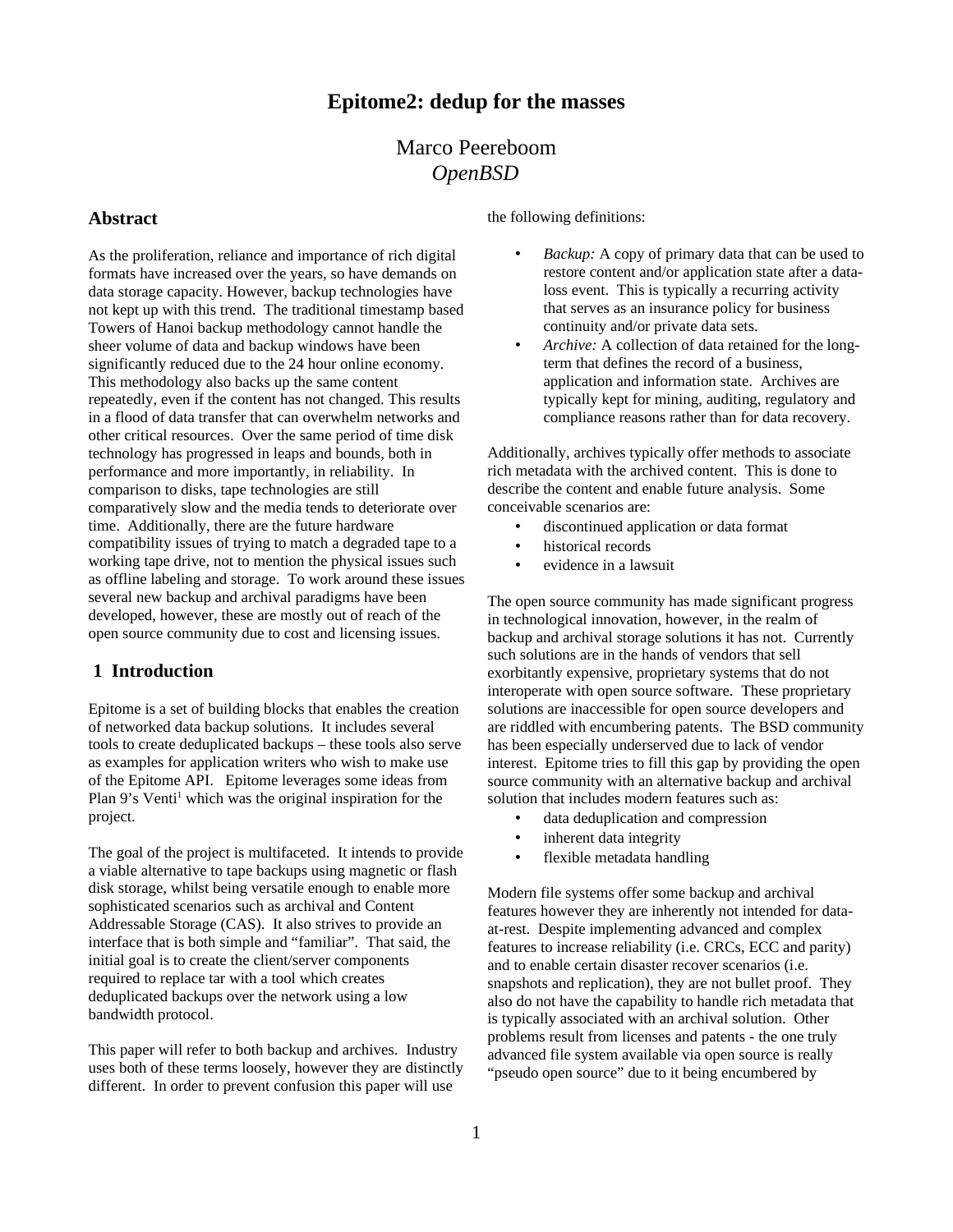# Epitome2: dedup for the masses

Marco Peereboom
*OpenBSD*

## Abstract

As the proliferation, reliance and importance of rich digital formats have increased over the years, so have demands on data storage capacity. However, backup technologies have not kept up with this trend. The traditional timestamp based Towers of Hanoi backup methodology cannot handle the sheer volume of data and backup windows have been significantly reduced due to the 24 hour online economy. This methodology also backs up the same content repeatedly, even if the content has not changed. This results in a flood of data transfer that can overwhelm networks and other critical resources. Over the same period of time disk technology has progressed in leaps and bounds, both in performance and more importantly, in reliability. In comparison to disks, tape technologies are still comparatively slow and the media tends to deteriorate over time. Additionally, there are the future hardware compatibility issues of trying to match a degraded tape to a working tape drive, not to mention the physical issues such as offline labeling and storage. To work around these issues several new backup and archival paradigms have been developed, however, these are mostly out of reach of the open source community due to cost and licensing issues.

## 1 Introduction

Epitome is a set of building blocks that enables the creation of networked data backup solutions. It includes several tools to create deduplicated backups – these tools also serve as examples for application writers who wish to make use of the Epitome API. Epitome leverages some ideas from Plan 9's Venti[1] which was the original inspiration for the project.

The goal of the project is multifaceted. It intends to provide a viable alternative to tape backups using magnetic or flash disk storage, whilst being versatile enough to enable more sophisticated scenarios such as archival and Content Addressable Storage (CAS). It also strives to provide an interface that is both simple and "familiar". That said, the initial goal is to create the client/server components required to replace tar with a tool which creates deduplicated backups over the network using a low bandwidth protocol.

This paper will refer to both backup and archives. Industry uses both of these terms loosely, however they are distinctly different. In order to prevent confusion this paper will use the following definitions:

- *Backup:* A copy of primary data that can be used to restore content and/or application state after a data-loss event. This is typically a recurring activity that serves as an insurance policy for business continuity and/or private data sets.
- *Archive:* A collection of data retained for the long-term that defines the record of a business, application and information state. Archives are typically kept for mining, auditing, regulatory and compliance reasons rather than for data recovery.

Additionally, archives typically offer methods to associate rich metadata with the archived content. This is done to describe the content and enable future analysis. Some conceivable scenarios are:

- discontinued application or data format
- historical records
- evidence in a lawsuit

The open source community has made significant progress in technological innovation, however, in the realm of backup and archival storage solutions it has not. Currently such solutions are in the hands of vendors that sell exorbitantly expensive, proprietary systems that do not interoperate with open source software. These proprietary solutions are inaccessible for open source developers and are riddled with encumbering patents. The BSD community has been especially underserved due to lack of vendor interest. Epitome tries to fill this gap by providing the open source community with an alternative backup and archival solution that includes modern features such as:

- data deduplication and compression
- inherent data integrity
- flexible metadata handling

Modern file systems offer some backup and archival features however they are inherently not intended for data-at-rest. Despite implementing advanced and complex features to increase reliability (i.e. CRCs, ECC and parity) and to enable certain disaster recover scenarios (i.e. snapshots and replication), they are not bullet proof. They also do not have the capability to handle rich metadata that is typically associated with an archival solution. Other problems result from licenses and patents - the one truly advanced file system available via open source is really "pseudo open source" due to it being encumbered by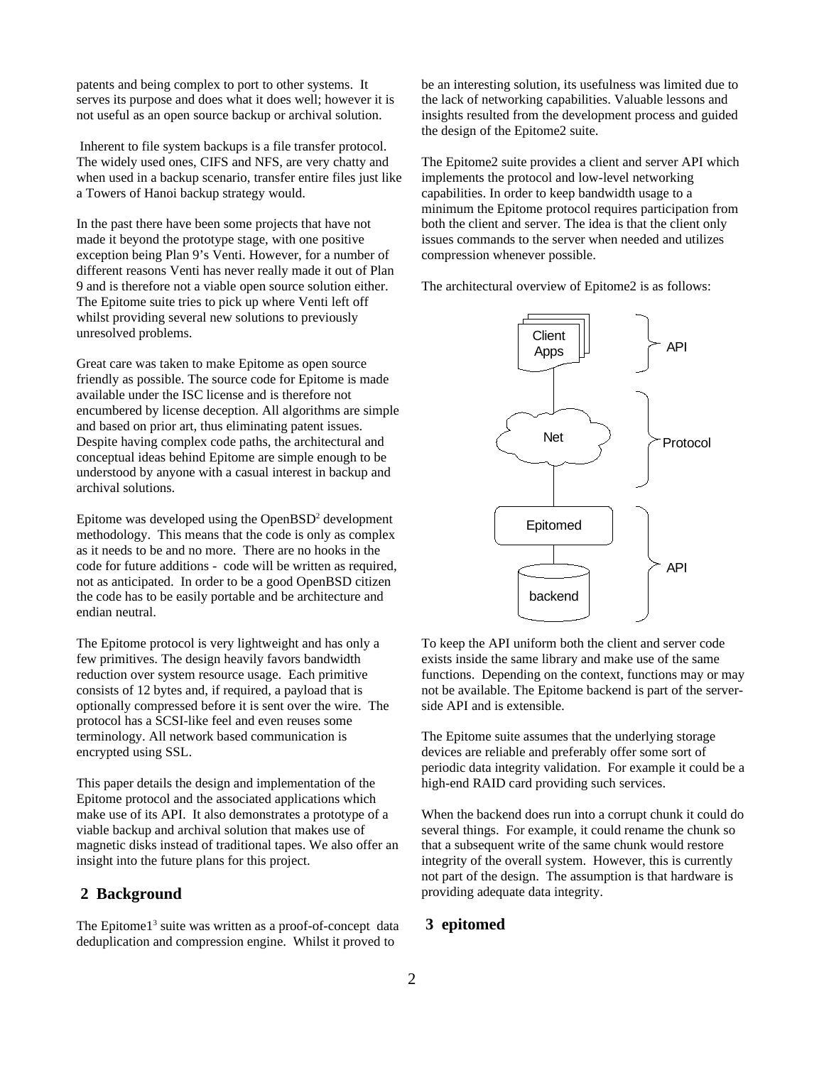patents and being complex to port to other systems. It serves its purpose and does what it does well; however it is not useful as an open source backup or archival solution.

Inherent to file system backups is a file transfer protocol. The widely used ones, CIFS and NFS, are very chatty and when used in a backup scenario, transfer entire files just like a Towers of Hanoi backup strategy would.

In the past there have been some projects that have not made it beyond the prototype stage, with one positive exception being Plan 9's Venti. However, for a number of different reasons Venti has never really made it out of Plan 9 and is therefore not a viable open source solution either. The Epitome suite tries to pick up where Venti left off whilst providing several new solutions to previously unresolved problems.

Great care was taken to make Epitome as open source friendly as possible. The source code for Epitome is made available under the ISC license and is therefore not encumbered by license deception. All algorithms are simple and based on prior art, thus eliminating patent issues. Despite having complex code paths, the architectural and conceptual ideas behind Epitome are simple enough to be understood by anyone with a casual interest in backup and archival solutions.

Epitome was developed using the OpenBSD[2] development methodology. This means that the code is only as complex as it needs to be and no more. There are no hooks in the code for future additions - code will be written as required, not as anticipated. In order to be a good OpenBSD citizen the code has to be easily portable and be architecture and endian neutral.

The Epitome protocol is very lightweight and has only a few primitives. The design heavily favors bandwidth reduction over system resource usage. Each primitive consists of 12 bytes and, if required, a payload that is optionally compressed before it is sent over the wire. The protocol has a SCSI-like feel and even reuses some terminology. All network based communication is encrypted using SSL.

This paper details the design and implementation of the Epitome protocol and the associated applications which make use of its API. It also demonstrates a prototype of a viable backup and archival solution that makes use of magnetic disks instead of traditional tapes. We also offer an insight into the future plans for this project.

## 2 Background

The Epitome1[3] suite was written as a proof-of-concept data deduplication and compression engine. Whilst it proved to be an interesting solution, its usefulness was limited due to the lack of networking capabilities. Valuable lessons and insights resulted from the development process and guided the design of the Epitome2 suite.

The Epitome2 suite provides a client and server API which implements the protocol and low-level networking capabilities. In order to keep bandwidth usage to a minimum the Epitome protocol requires participation from both the client and server. The idea is that the client only issues commands to the server when needed and utilizes compression whenever possible.

The architectural overview of Epitome2 is as follows:

Client Apps — API
Net — Protocol
Epitomed, backend — API

To keep the API uniform both the client and server code exists inside the same library and make use of the same functions. Depending on the context, functions may or may not be available. The Epitome backend is part of the server-side API and is extensible.

The Epitome suite assumes that the underlying storage devices are reliable and preferably offer some sort of periodic data integrity validation. For example it could be a high-end RAID card providing such services.

When the backend does run into a corrupt chunk it could do several things. For example, it could rename the chunk so that a subsequent write of the same chunk would restore integrity of the overall system. However, this is currently not part of the design. The assumption is that hardware is providing adequate data integrity.

## 3 epitomed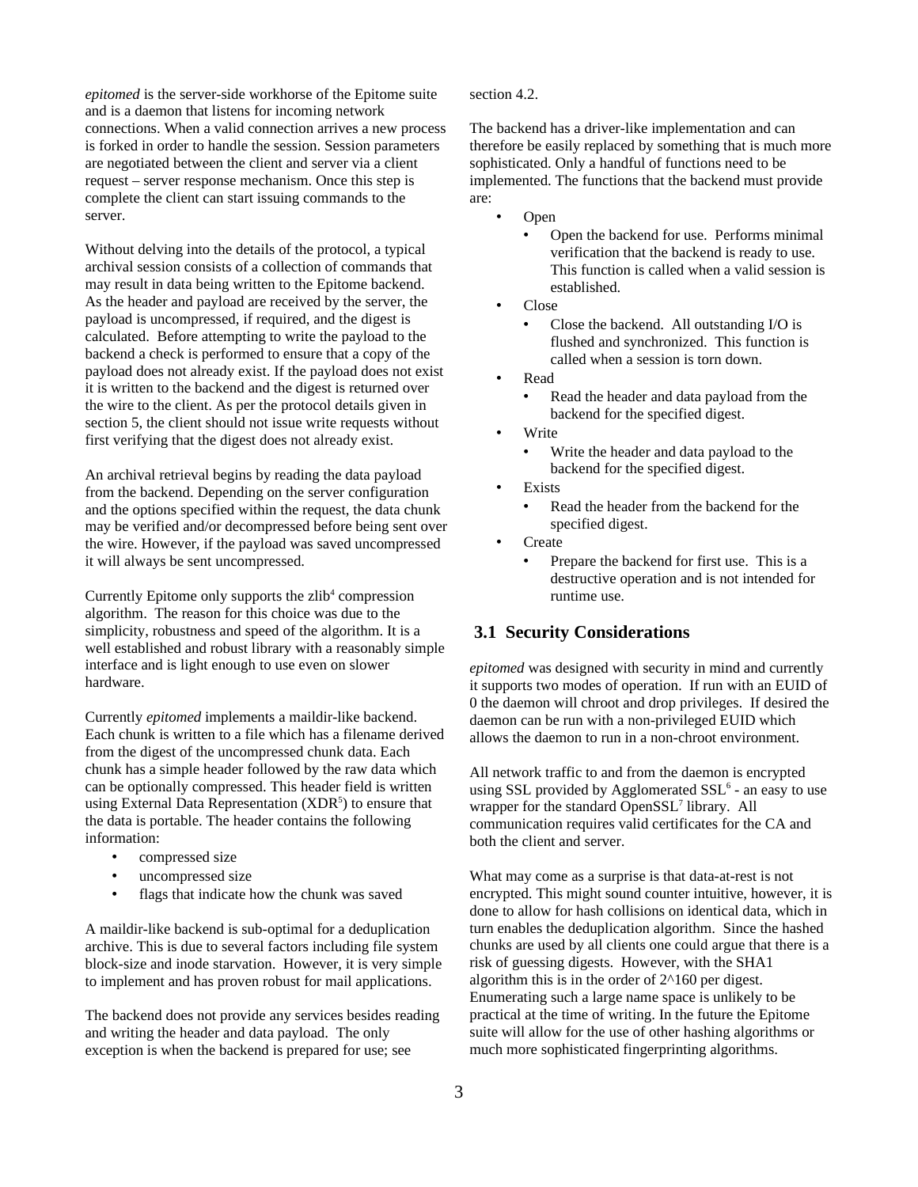*epitomed* is the server-side workhorse of the Epitome suite and is a daemon that listens for incoming network connections. When a valid connection arrives a new process is forked in order to handle the session. Session parameters are negotiated between the client and server via a client request – server response mechanism. Once this step is complete the client can start issuing commands to the server.

Without delving into the details of the protocol, a typical archival session consists of a collection of commands that may result in data being written to the Epitome backend. As the header and payload are received by the server, the payload is uncompressed, if required, and the digest is calculated. Before attempting to write the payload to the backend a check is performed to ensure that a copy of the payload does not already exist. If the payload does not exist it is written to the backend and the digest is returned over the wire to the client. As per the protocol details given in section 5, the client should not issue write requests without first verifying that the digest does not already exist.

An archival retrieval begins by reading the data payload from the backend. Depending on the server configuration and the options specified within the request, the data chunk may be verified and/or decompressed before being sent over the wire. However, if the payload was saved uncompressed it will always be sent uncompressed.

Currently Epitome only supports the zlib[4] compression algorithm. The reason for this choice was due to the simplicity, robustness and speed of the algorithm. It is a well established and robust library with a reasonably simple interface and is light enough to use even on slower hardware.

Currently *epitomed* implements a maildir-like backend. Each chunk is written to a file which has a filename derived from the digest of the uncompressed chunk data. Each chunk has a simple header followed by the raw data which can be optionally compressed. This header field is written using External Data Representation (XDR[5]) to ensure that the data is portable. The header contains the following information:

- compressed size
- uncompressed size
- flags that indicate how the chunk was saved

A maildir-like backend is sub-optimal for a deduplication archive. This is due to several factors including file system block-size and inode starvation. However, it is very simple to implement and has proven robust for mail applications.

The backend does not provide any services besides reading and writing the header and data payload. The only exception is when the backend is prepared for use; see section 4.2.

The backend has a driver-like implementation and can therefore be easily replaced by something that is much more sophisticated. Only a handful of functions need to be implemented. The functions that the backend must provide are:

- Open
  - Open the backend for use. Performs minimal verification that the backend is ready to use. This function is called when a valid session is established.
- Close
  - Close the backend. All outstanding I/O is flushed and synchronized. This function is called when a session is torn down.
- Read
  - Read the header and data payload from the backend for the specified digest.
- Write
  - Write the header and data payload to the backend for the specified digest.
- Exists
  - Read the header from the backend for the specified digest.
- Create
  - Prepare the backend for first use. This is a destructive operation and is not intended for runtime use.

## 3.1 Security Considerations

*epitomed* was designed with security in mind and currently it supports two modes of operation. If run with an EUID of 0 the daemon will chroot and drop privileges. If desired the daemon can be run with a non-privileged EUID which allows the daemon to run in a non-chroot environment.

All network traffic to and from the daemon is encrypted using SSL provided by Agglomerated SSL[6] - an easy to use wrapper for the standard OpenSSL[7] library. All communication requires valid certificates for the CA and both the client and server.

What may come as a surprise is that data-at-rest is not encrypted. This might sound counter intuitive, however, it is done to allow for hash collisions on identical data, which in turn enables the deduplication algorithm. Since the hashed chunks are used by all clients one could argue that there is a risk of guessing digests. However, with the SHA1 algorithm this is in the order of 2^160 per digest. Enumerating such a large name space is unlikely to be practical at the time of writing. In the future the Epitome suite will allow for the use of other hashing algorithms or much more sophisticated fingerprinting algorithms.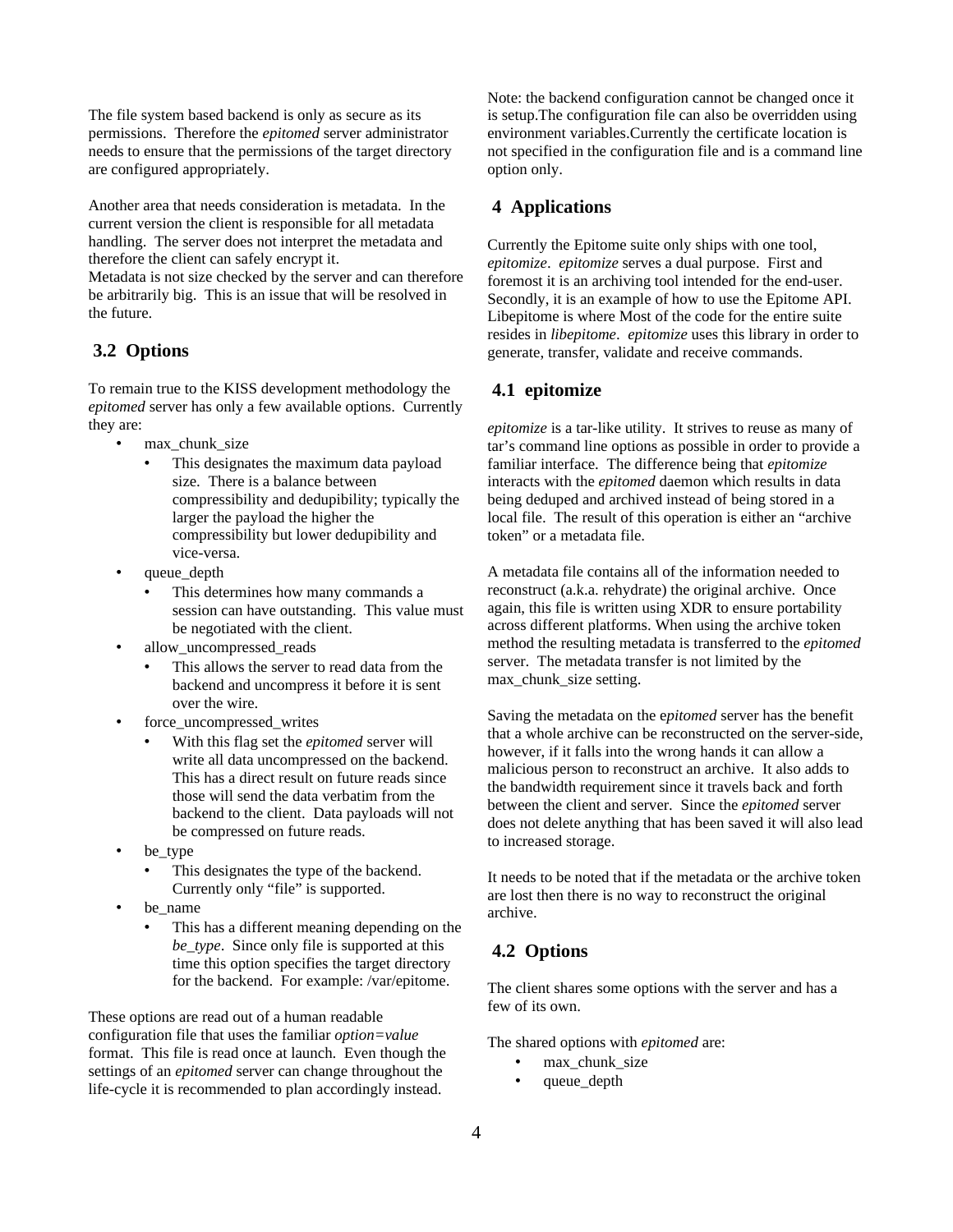The file system based backend is only as secure as its permissions. Therefore the *epitomed* server administrator needs to ensure that the permissions of the target directory are configured appropriately.

Another area that needs consideration is metadata. In the current version the client is responsible for all metadata handling. The server does not interpret the metadata and therefore the client can safely encrypt it.
Metadata is not size checked by the server and can therefore be arbitrarily big. This is an issue that will be resolved in the future.

## 3.2 Options

To remain true to the KISS development methodology the *epitomed* server has only a few available options. Currently they are:

- max_chunk_size
  - This designates the maximum data payload size. There is a balance between compressibility and dedupibility; typically the larger the payload the higher the compressibility but lower dedupibility and vice-versa.
- queue_depth
  - This determines how many commands a session can have outstanding. This value must be negotiated with the client.
- allow_uncompressed_reads
  - This allows the server to read data from the backend and uncompress it before it is sent over the wire.
- force_uncompressed_writes
  - With this flag set the *epitomed* server will write all data uncompressed on the backend. This has a direct result on future reads since those will send the data verbatim from the backend to the client. Data payloads will not be compressed on future reads.
- be_type
  - This designates the type of the backend. Currently only "file" is supported.
- be_name
  - This has a different meaning depending on the *be_type*. Since only file is supported at this time this option specifies the target directory for the backend. For example: /var/epitome.

These options are read out of a human readable configuration file that uses the familiar *option=value* format. This file is read once at launch. Even though the settings of an *epitomed* server can change throughout the life-cycle it is recommended to plan accordingly instead. Note: the backend configuration cannot be changed once it is setup.The configuration file can also be overridden using environment variables.Currently the certificate location is not specified in the configuration file and is a command line option only.

## 4 Applications

Currently the Epitome suite only ships with one tool, *epitomize*. *epitomize* serves a dual purpose. First and foremost it is an archiving tool intended for the end-user. Secondly, it is an example of how to use the Epitome API. Libepitome is where Most of the code for the entire suite resides in *libepitome*. *epitomize* uses this library in order to generate, transfer, validate and receive commands.

## 4.1 epitomize

*epitomize* is a tar-like utility. It strives to reuse as many of tar's command line options as possible in order to provide a familiar interface. The difference being that *epitomize* interacts with the *epitomed* daemon which results in data being deduped and archived instead of being stored in a local file. The result of this operation is either an "archive token" or a metadata file.

A metadata file contains all of the information needed to reconstruct (a.k.a. rehydrate) the original archive. Once again, this file is written using XDR to ensure portability across different platforms. When using the archive token method the resulting metadata is transferred to the *epitomed* server. The metadata transfer is not limited by the max_chunk_size setting.

Saving the metadata on the e*pitomed* server has the benefit that a whole archive can be reconstructed on the server-side, however, if it falls into the wrong hands it can allow a malicious person to reconstruct an archive. It also adds to the bandwidth requirement since it travels back and forth between the client and server. Since the *epitomed* server does not delete anything that has been saved it will also lead to increased storage.

It needs to be noted that if the metadata or the archive token are lost then there is no way to reconstruct the original archive.

## 4.2 Options

The client shares some options with the server and has a few of its own.

The shared options with *epitomed* are:

- max_chunk_size
- queue_depth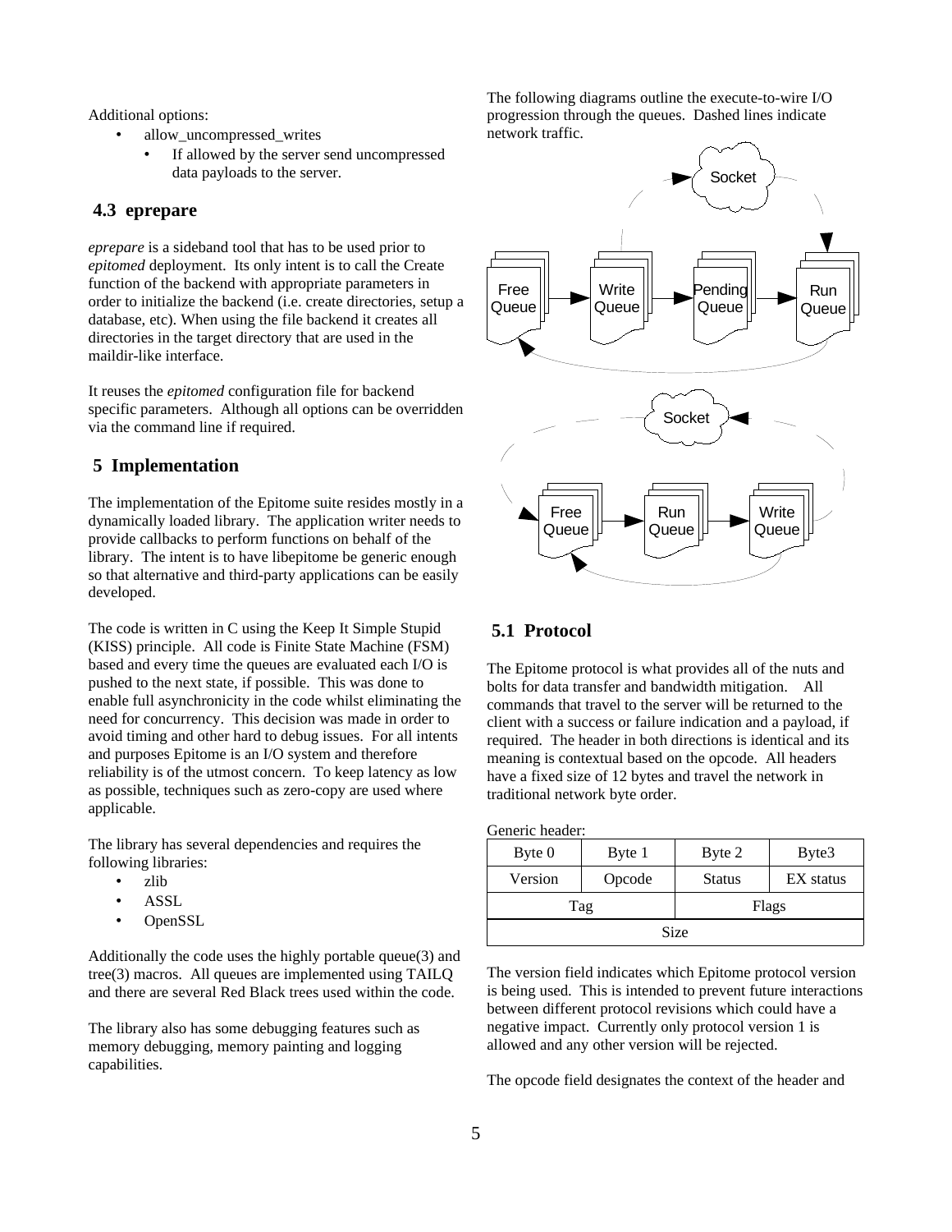Additional options:

- allow_uncompressed_writes
  - If allowed by the server send uncompressed data payloads to the server.

## 4.3 eprepare

*eprepare* is a sideband tool that has to be used prior to *epitomed* deployment. Its only intent is to call the Create function of the backend with appropriate parameters in order to initialize the backend (i.e. create directories, setup a database, etc). When using the file backend it creates all directories in the target directory that are used in the maildir-like interface.

It reuses the *epitomed* configuration file for backend specific parameters. Although all options can be overridden via the command line if required.

# 5 Implementation

The implementation of the Epitome suite resides mostly in a dynamically loaded library. The application writer needs to provide callbacks to perform functions on behalf of the library. The intent is to have libepitome be generic enough so that alternative and third-party applications can be easily developed.

The code is written in C using the Keep It Simple Stupid (KISS) principle. All code is Finite State Machine (FSM) based and every time the queues are evaluated each I/O is pushed to the next state, if possible. This was done to enable full asynchronicity in the code whilst eliminating the need for concurrency. This decision was made in order to avoid timing and other hard to debug issues. For all intents and purposes Epitome is an I/O system and therefore reliability is of the utmost concern. To keep latency as low as possible, techniques such as zero-copy are used where applicable.

The library has several dependencies and requires the following libraries:

- zlib
- ASSL
- OpenSSL

Additionally the code uses the highly portable queue(3) and tree(3) macros. All queues are implemented using TAILQ and there are several Red Black trees used within the code.

The library also has some debugging features such as memory debugging, memory painting and logging capabilities.

The following diagrams outline the execute-to-wire I/O progression through the queues. Dashed lines indicate network traffic.

## 5.1 Protocol

The Epitome protocol is what provides all of the nuts and bolts for data transfer and bandwidth mitigation. All commands that travel to the server will be returned to the client with a success or failure indication and a payload, if required. The header in both directions is identical and its meaning is contextual based on the opcode. All headers have a fixed size of 12 bytes and travel the network in traditional network byte order.

Generic header:

| Byte 0 | Byte 1 | Byte 2 | Byte3 |
|---|---|---|---|
| Version | Opcode | Status | EX status |
| Tag | | Flags | |
| Size | | | |

The version field indicates which Epitome protocol version is being used. This is intended to prevent future interactions between different protocol revisions which could have a negative impact. Currently only protocol version 1 is allowed and any other version will be rejected.

The opcode field designates the context of the header and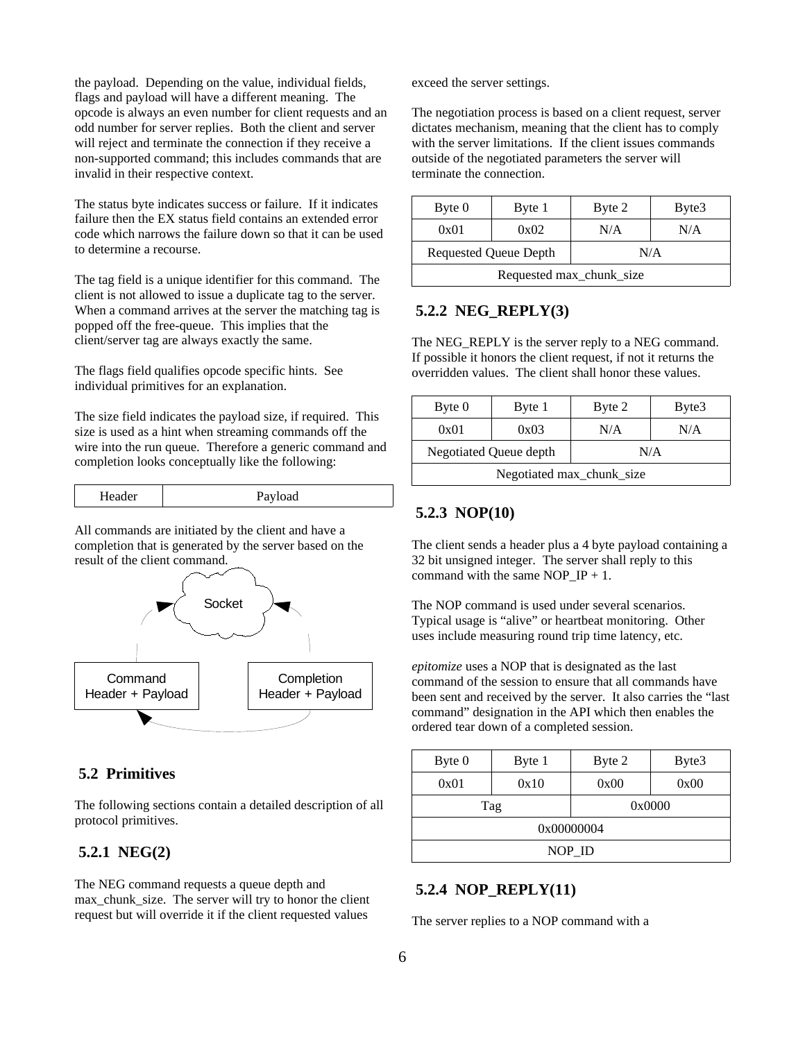the payload. Depending on the value, individual fields, flags and payload will have a different meaning. The opcode is always an even number for client requests and an odd number for server replies. Both the client and server will reject and terminate the connection if they receive a non-supported command; this includes commands that are invalid in their respective context.

The status byte indicates success or failure. If it indicates failure then the EX status field contains an extended error code which narrows the failure down so that it can be used to determine a recourse.

The tag field is a unique identifier for this command. The client is not allowed to issue a duplicate tag to the server. When a command arrives at the server the matching tag is popped off the free-queue. This implies that the client/server tag are always exactly the same.

The flags field qualifies opcode specific hints. See individual primitives for an explanation.

The size field indicates the payload size, if required. This size is used as a hint when streaming commands off the wire into the run queue. Therefore a generic command and completion looks conceptually like the following:

| Header | Payload |
|---|---|

All commands are initiated by the client and have a completion that is generated by the server based on the result of the client command.

Socket

Command Header + Payload

Completion Header + Payload

## 5.2 Primitives

The following sections contain a detailed description of all protocol primitives.

### 5.2.1 NEG(2)

The NEG command requests a queue depth and max_chunk_size. The server will try to honor the client request but will override it if the client requested values exceed the server settings.

The negotiation process is based on a client request, server dictates mechanism, meaning that the client has to comply with the server limitations. If the client issues commands outside of the negotiated parameters the server will terminate the connection.

| Byte 0 | Byte 1 | Byte 2 | Byte3 |
|---|---|---|---|
| 0x01 | 0x02 | N/A | N/A |
| Requested Queue Depth | | N/A | |
| Requested max_chunk_size | | | |

### 5.2.2 NEG_REPLY(3)

The NEG_REPLY is the server reply to a NEG command. If possible it honors the client request, if not it returns the overridden values. The client shall honor these values.

| Byte 0 | Byte 1 | Byte 2 | Byte3 |
|---|---|---|---|
| 0x01 | 0x03 | N/A | N/A |
| Negotiated Queue depth | | N/A | |
| Negotiated max_chunk_size | | | |

### 5.2.3 NOP(10)

The client sends a header plus a 4 byte payload containing a 32 bit unsigned integer. The server shall reply to this command with the same NOP_IP + 1.

The NOP command is used under several scenarios. Typical usage is "alive" or heartbeat monitoring. Other uses include measuring round trip time latency, etc.

*epitomize* uses a NOP that is designated as the last command of the session to ensure that all commands have been sent and received by the server. It also carries the "last command" designation in the API which then enables the ordered tear down of a completed session.

| Byte 0 | Byte 1 | Byte 2 | Byte3 |
|---|---|---|---|
| 0x01 | 0x10 | 0x00 | 0x00 |
| Tag | | 0x0000 | |
| 0x00000004 | | | |
| NOP_ID | | | |

### 5.2.4 NOP_REPLY(11)

The server replies to a NOP command with a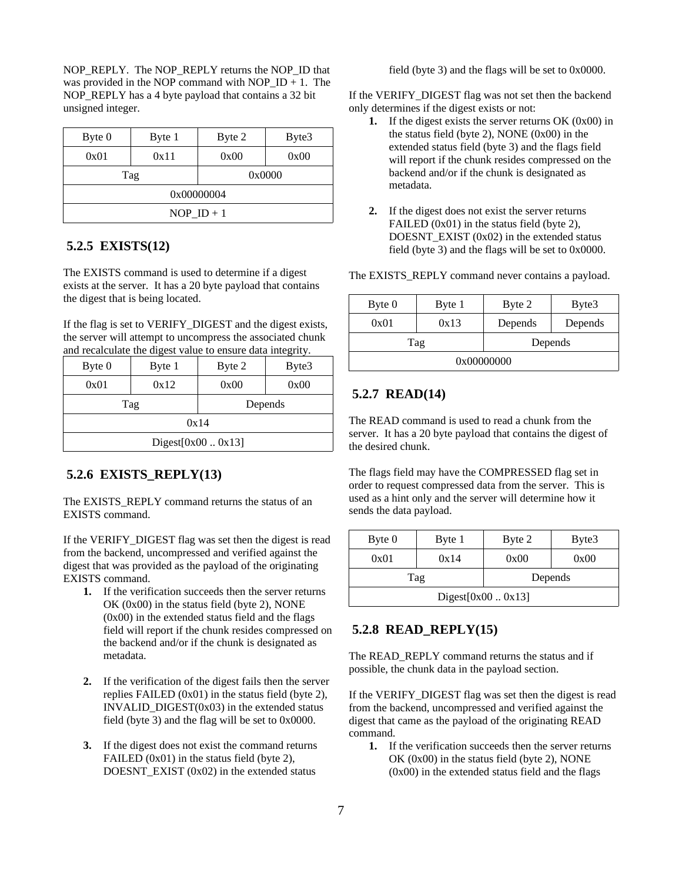NOP_REPLY. The NOP_REPLY returns the NOP_ID that was provided in the NOP command with NOP_ID + 1. The NOP_REPLY has a 4 byte payload that contains a 32 bit unsigned integer.

| Byte 0 | Byte 1 | Byte 2 | Byte3 |
|---|---|---|---|
| 0x01 | 0x11 | 0x00 | 0x00 |
| Tag | | 0x0000 | |
| 0x00000004 | | | |
| NOP_ID + 1 | | | |

### 5.2.5 EXISTS(12)

The EXISTS command is used to determine if a digest exists at the server. It has a 20 byte payload that contains the digest that is being located.

If the flag is set to VERIFY_DIGEST and the digest exists, the server will attempt to uncompress the associated chunk and recalculate the digest value to ensure data integrity.

| Byte 0 | Byte 1 | Byte 2 | Byte3 |
|---|---|---|---|
| 0x01 | 0x12 | 0x00 | 0x00 |
| Tag | | Depends | |
| 0x14 | | | |
| Digest[0x00 .. 0x13] | | | |

### 5.2.6 EXISTS_REPLY(13)

The EXISTS_REPLY command returns the status of an EXISTS command.

If the VERIFY_DIGEST flag was set then the digest is read from the backend, uncompressed and verified against the digest that was provided as the payload of the originating EXISTS command.

1. If the verification succeeds then the server returns OK (0x00) in the status field (byte 2), NONE (0x00) in the extended status field and the flags field will report if the chunk resides compressed on the backend and/or if the chunk is designated as metadata.

2. If the verification of the digest fails then the server replies FAILED (0x01) in the status field (byte 2), INVALID_DIGEST(0x03) in the extended status field (byte 3) and the flag will be set to 0x0000.

3. If the digest does not exist the command returns FAILED (0x01) in the status field (byte 2), DOESNT_EXIST (0x02) in the extended status field (byte 3) and the flags will be set to 0x0000.

If the VERIFY_DIGEST flag was not set then the backend only determines if the digest exists or not:

1. If the digest exists the server returns OK (0x00) in the status field (byte 2), NONE (0x00) in the extended status field (byte 3) and the flags field will report if the chunk resides compressed on the backend and/or if the chunk is designated as metadata.

2. If the digest does not exist the server returns FAILED (0x01) in the status field (byte 2), DOESNT_EXIST (0x02) in the extended status field (byte 3) and the flags will be set to 0x0000.

The EXISTS_REPLY command never contains a payload.

| Byte 0 | Byte 1 | Byte 2 | Byte3 |
|---|---|---|---|
| 0x01 | 0x13 | Depends | Depends |
| Tag | | Depends | |
| 0x00000000 | | | |

### 5.2.7 READ(14)

The READ command is used to read a chunk from the server. It has a 20 byte payload that contains the digest of the desired chunk.

The flags field may have the COMPRESSED flag set in order to request compressed data from the server. This is used as a hint only and the server will determine how it sends the data payload.

| Byte 0 | Byte 1 | Byte 2 | Byte3 |
|---|---|---|---|
| 0x01 | 0x14 | 0x00 | 0x00 |
| Tag | | Depends | |
| Digest[0x00 .. 0x13] | | | |

### 5.2.8 READ_REPLY(15)

The READ_REPLY command returns the status and if possible, the chunk data in the payload section.

If the VERIFY_DIGEST flag was set then the digest is read from the backend, uncompressed and verified against the digest that came as the payload of the originating READ command.

1. If the verification succeeds then the server returns OK (0x00) in the status field (byte 2), NONE (0x00) in the extended status field and the flags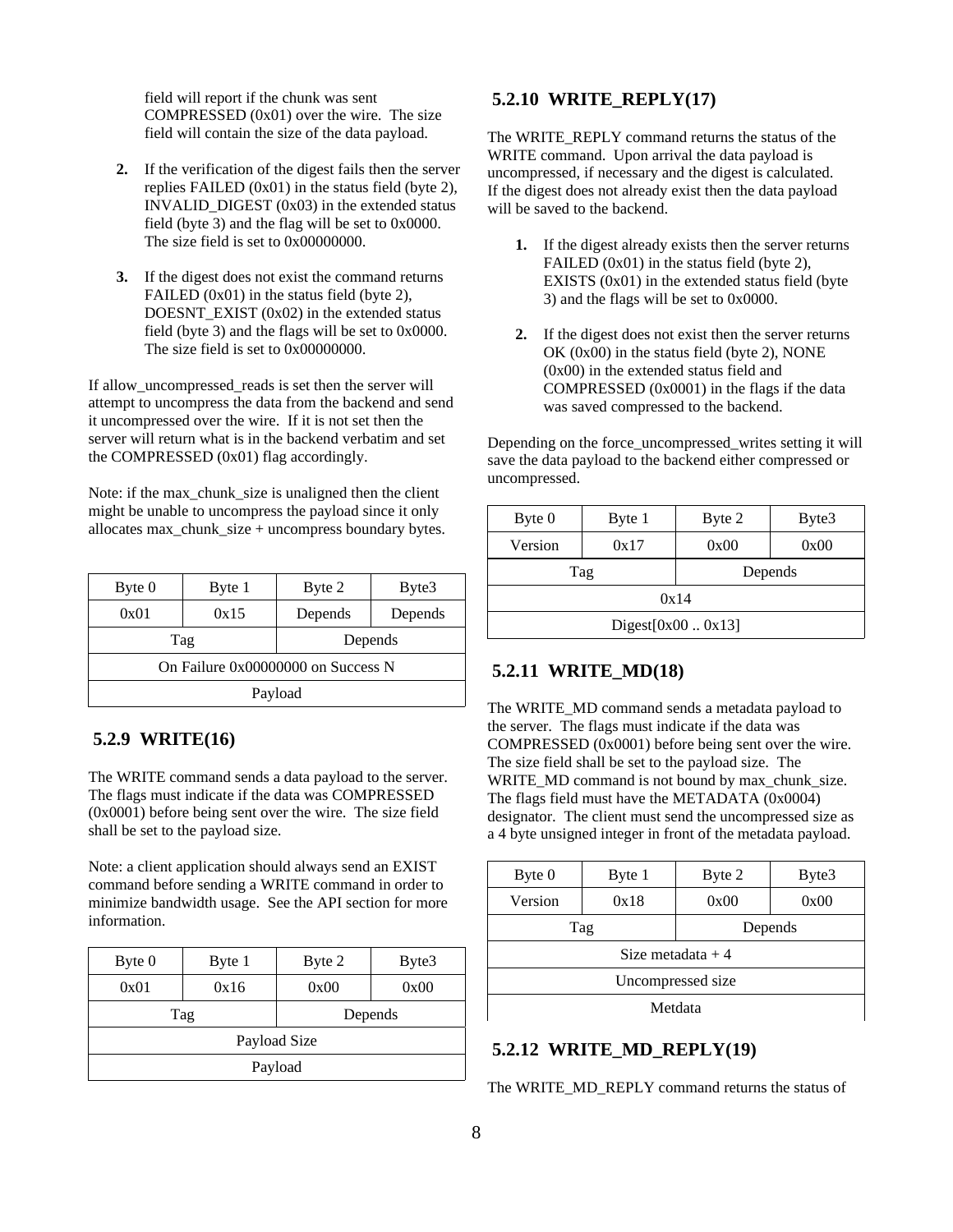field will report if the chunk was sent COMPRESSED (0x01) over the wire. The size field will contain the size of the data payload.

2. If the verification of the digest fails then the server replies FAILED (0x01) in the status field (byte 2), INVALID_DIGEST (0x03) in the extended status field (byte 3) and the flag will be set to 0x0000. The size field is set to 0x00000000.

3. If the digest does not exist the command returns FAILED (0x01) in the status field (byte 2), DOESNT_EXIST (0x02) in the extended status field (byte 3) and the flags will be set to 0x0000. The size field is set to 0x00000000.

If allow_uncompressed_reads is set then the server will attempt to uncompress the data from the backend and send it uncompressed over the wire. If it is not set then the server will return what is in the backend verbatim and set the COMPRESSED (0x01) flag accordingly.

Note: if the max_chunk_size is unaligned then the client might be unable to uncompress the payload since it only allocates max_chunk_size + uncompress boundary bytes.

| Byte 0 | Byte 1 | Byte 2 | Byte3 |
|---|---|---|---|
| 0x01 | 0x15 | Depends | Depends |
| Tag | | Depends | |
| On Failure 0x00000000 on Success N | | | |
| Payload | | | |

### 5.2.9 WRITE(16)

The WRITE command sends a data payload to the server. The flags must indicate if the data was COMPRESSED (0x0001) before being sent over the wire. The size field shall be set to the payload size.

Note: a client application should always send an EXIST command before sending a WRITE command in order to minimize bandwidth usage. See the API section for more information.

| Byte 0 | Byte 1 | Byte 2 | Byte3 |
|---|---|---|---|
| 0x01 | 0x16 | 0x00 | 0x00 |
| Tag | | Depends | |
| Payload Size | | | |
| Payload | | | |

### 5.2.10 WRITE_REPLY(17)

The WRITE_REPLY command returns the status of the WRITE command. Upon arrival the data payload is uncompressed, if necessary and the digest is calculated. If the digest does not already exist then the data payload will be saved to the backend.

1. If the digest already exists then the server returns FAILED (0x01) in the status field (byte 2), EXISTS (0x01) in the extended status field (byte 3) and the flags will be set to 0x0000.

2. If the digest does not exist then the server returns OK (0x00) in the status field (byte 2), NONE (0x00) in the extended status field and COMPRESSED (0x0001) in the flags if the data was saved compressed to the backend.

Depending on the force_uncompressed_writes setting it will save the data payload to the backend either compressed or uncompressed.

| Byte 0 | Byte 1 | Byte 2 | Byte3 |
|---|---|---|---|
| Version | 0x17 | 0x00 | 0x00 |
| Tag | | Depends | |
| 0x14 | | | |
| Digest[0x00 .. 0x13] | | | |

### 5.2.11 WRITE_MD(18)

The WRITE_MD command sends a metadata payload to the server. The flags must indicate if the data was COMPRESSED (0x0001) before being sent over the wire. The size field shall be set to the payload size. The WRITE_MD command is not bound by max_chunk_size. The flags field must have the METADATA (0x0004) designator. The client must send the uncompressed size as a 4 byte unsigned integer in front of the metadata payload.

| Byte 0 | Byte 1 | Byte 2 | Byte3 |
|---|---|---|---|
| Version | 0x18 | 0x00 | 0x00 |
| Tag | | Depends | |
| Size metadata + 4 | | | |
| Uncompressed size | | | |
| Metdata | | | |

### 5.2.12 WRITE_MD_REPLY(19)

The WRITE_MD_REPLY command returns the status of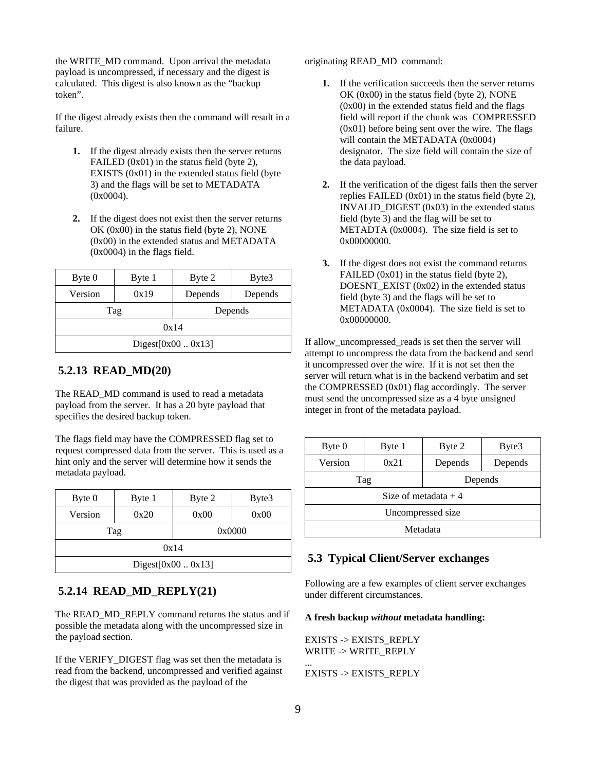the WRITE_MD command. Upon arrival the metadata payload is uncompressed, if necessary and the digest is calculated. This digest is also known as the "backup token".

If the digest already exists then the command will result in a failure.

1. If the digest already exists then the server returns FAILED (0x01) in the status field (byte 2), EXISTS (0x01) in the extended status field (byte 3) and the flags will be set to METADATA (0x0004).

2. If the digest does not exist then the server returns OK (0x00) in the status field (byte 2), NONE (0x00) in the extended status and METADATA (0x0004) in the flags field.

| Byte 0 | Byte 1 | Byte 2 | Byte3 |
|---|---|---|---|
| Version | 0x19 | Depends | Depends |
| Tag | | Depends | |
| 0x14 | | | |
| Digest[0x00 .. 0x13] | | | |

### 5.2.13 READ_MD(20)

The READ_MD command is used to read a metadata payload from the server. It has a 20 byte payload that specifies the desired backup token.

The flags field may have the COMPRESSED flag set to request compressed data from the server. This is used as a hint only and the server will determine how it sends the metadata payload.

| Byte 0 | Byte 1 | Byte 2 | Byte3 |
|---|---|---|---|
| Version | 0x20 | 0x00 | 0x00 |
| Tag | | 0x0000 | |
| 0x14 | | | |
| Digest[0x00 .. 0x13] | | | |

### 5.2.14 READ_MD_REPLY(21)

The READ_MD_REPLY command returns the status and if possible the metadata along with the uncompressed size in the payload section.

If the VERIFY_DIGEST flag was set then the metadata is read from the backend, uncompressed and verified against the digest that was provided as the payload of the originating READ_MD command:

1. If the verification succeeds then the server returns OK (0x00) in the status field (byte 2), NONE (0x00) in the extended status field and the flags field will report if the chunk was COMPRESSED (0x01) before being sent over the wire. The flags will contain the METADATA (0x0004) designator. The size field will contain the size of the data payload.

2. If the verification of the digest fails then the server replies FAILED (0x01) in the status field (byte 2), INVALID_DIGEST (0x03) in the extended status field (byte 3) and the flag will be set to METADTA (0x0004). The size field is set to 0x00000000.

3. If the digest does not exist the command returns FAILED (0x01) in the status field (byte 2), DOESNT_EXIST (0x02) in the extended status field (byte 3) and the flags will be set to METADATA (0x0004). The size field is set to 0x00000000.

If allow_uncompressed_reads is set then the server will attempt to uncompress the data from the backend and send it uncompressed over the wire. If it is not set then the server will return what is in the backend verbatim and set the COMPRESSED (0x01) flag accordingly. The server must send the uncompressed size as a 4 byte unsigned integer in front of the metadata payload.

| Byte 0 | Byte 1 | Byte 2 | Byte3 |
|---|---|---|---|
| Version | 0x21 | Depends | Depends |
| Tag | | Depends | |
| Size of metadata + 4 | | | |
| Uncompressed size | | | |
| Metadata | | | |

## 5.3 Typical Client/Server exchanges

Following are a few examples of client server exchanges under different circumstances.

**A fresh backup *without* metadata handling:**

EXISTS -> EXISTS_REPLY
WRITE -> WRITE_REPLY
...
EXISTS -> EXISTS_REPLY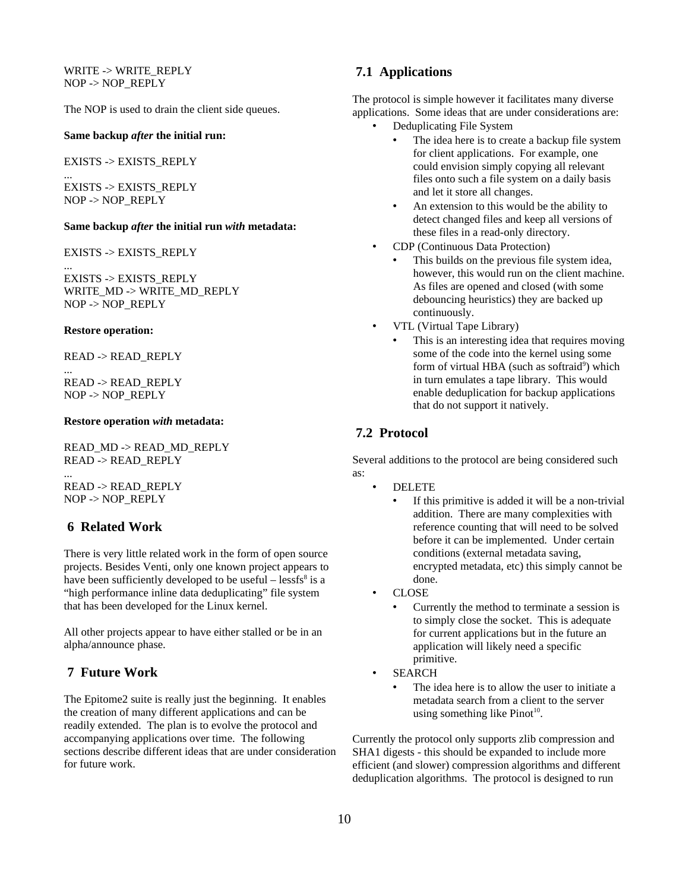WRITE -> WRITE_REPLY
NOP -> NOP_REPLY

The NOP is used to drain the client side queues.

**Same backup *after* the initial run:**

EXISTS -> EXISTS_REPLY
...
EXISTS -> EXISTS_REPLY
NOP -> NOP_REPLY

**Same backup *after* the initial run *with* metadata:**

EXISTS -> EXISTS_REPLY
...
EXISTS -> EXISTS_REPLY
WRITE_MD -> WRITE_MD_REPLY
NOP -> NOP_REPLY

**Restore operation:**

READ -> READ_REPLY
...
READ -> READ_REPLY
NOP -> NOP_REPLY

**Restore operation *with* metadata:**

READ_MD -> READ_MD_REPLY
READ -> READ_REPLY
...
READ -> READ_REPLY
NOP -> NOP_REPLY

## 6 Related Work

There is very little related work in the form of open source projects. Besides Venti, only one known project appears to have been sufficiently developed to be useful – lessfs[8] is a "high performance inline data deduplicating" file system that has been developed for the Linux kernel.

All other projects appear to have either stalled or be in an alpha/announce phase.

## 7 Future Work

The Epitome2 suite is really just the beginning. It enables the creation of many different applications and can be readily extended. The plan is to evolve the protocol and accompanying applications over time. The following sections describe different ideas that are under consideration for future work.

### 7.1 Applications

The protocol is simple however it facilitates many diverse applications. Some ideas that are under considerations are:

- Deduplicating File System
    - The idea here is to create a backup file system for client applications. For example, one could envision simply copying all relevant files onto such a file system on a daily basis and let it store all changes.
    - An extension to this would be the ability to detect changed files and keep all versions of these files in a read-only directory.
- CDP (Continuous Data Protection)
    - This builds on the previous file system idea, however, this would run on the client machine. As files are opened and closed (with some debouncing heuristics) they are backed up continuously.
- VTL (Virtual Tape Library)
    - This is an interesting idea that requires moving some of the code into the kernel using some form of virtual HBA (such as softraid[9]) which in turn emulates a tape library. This would enable deduplication for backup applications that do not support it natively.

### 7.2 Protocol

Several additions to the protocol are being considered such as:

- DELETE
    - If this primitive is added it will be a non-trivial addition. There are many complexities with reference counting that will need to be solved before it can be implemented. Under certain conditions (external metadata saving, encrypted metadata, etc) this simply cannot be done.
- CLOSE
    - Currently the method to terminate a session is to simply close the socket. This is adequate for current applications but in the future an application will likely need a specific primitive.
- SEARCH
    - The idea here is to allow the user to initiate a metadata search from a client to the server using something like Pinot[10].

Currently the protocol only supports zlib compression and SHA1 digests - this should be expanded to include more efficient (and slower) compression algorithms and different deduplication algorithms. The protocol is designed to run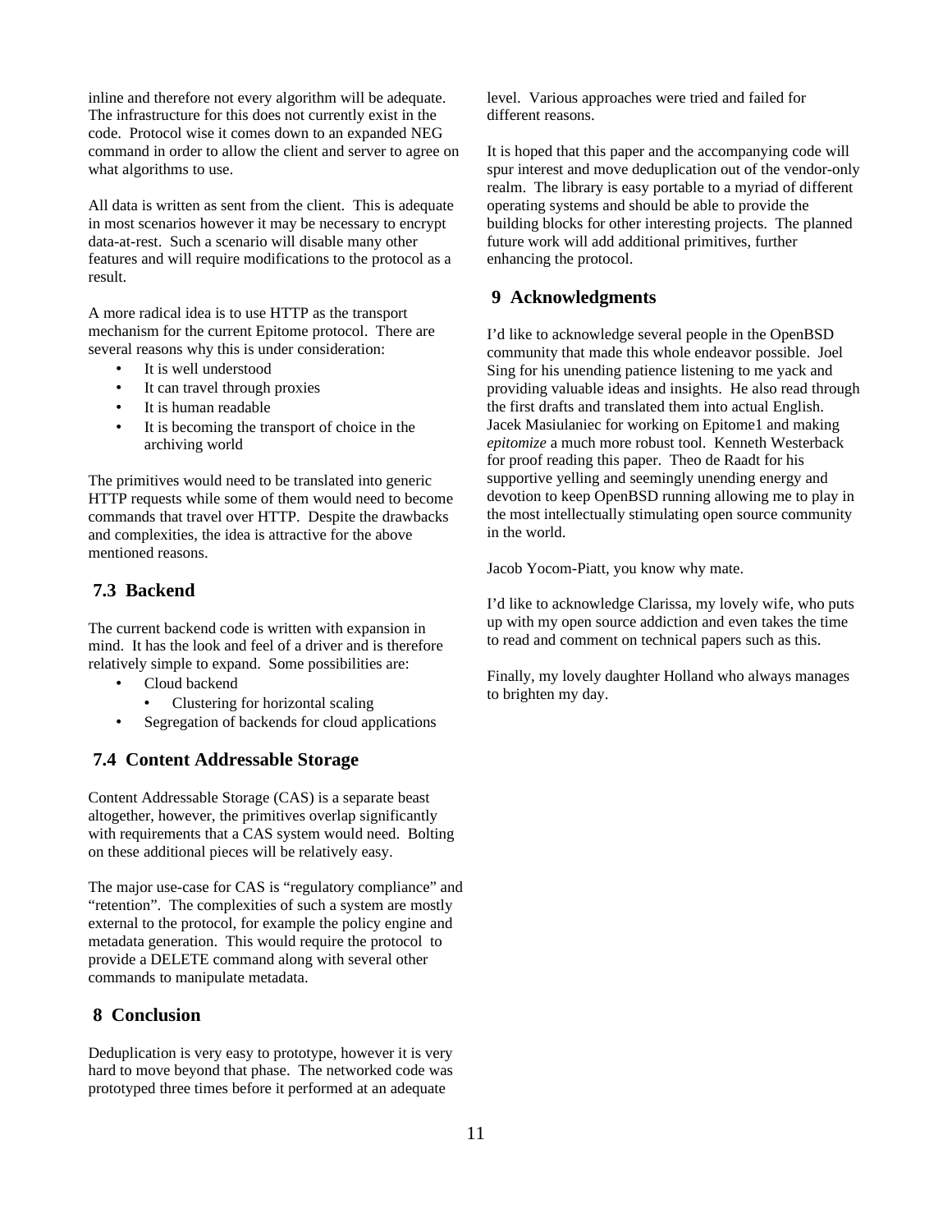inline and therefore not every algorithm will be adequate. The infrastructure for this does not currently exist in the code. Protocol wise it comes down to an expanded NEG command in order to allow the client and server to agree on what algorithms to use.

All data is written as sent from the client. This is adequate in most scenarios however it may be necessary to encrypt data-at-rest. Such a scenario will disable many other features and will require modifications to the protocol as a result.

A more radical idea is to use HTTP as the transport mechanism for the current Epitome protocol. There are several reasons why this is under consideration:

- It is well understood
- It can travel through proxies
- It is human readable
- It is becoming the transport of choice in the archiving world

The primitives would need to be translated into generic HTTP requests while some of them would need to become commands that travel over HTTP. Despite the drawbacks and complexities, the idea is attractive for the above mentioned reasons.

## 7.3 Backend

The current backend code is written with expansion in mind. It has the look and feel of a driver and is therefore relatively simple to expand. Some possibilities are:

- Cloud backend
    - Clustering for horizontal scaling
- Segregation of backends for cloud applications

## 7.4 Content Addressable Storage

Content Addressable Storage (CAS) is a separate beast altogether, however, the primitives overlap significantly with requirements that a CAS system would need. Bolting on these additional pieces will be relatively easy.

The major use-case for CAS is "regulatory compliance" and "retention". The complexities of such a system are mostly external to the protocol, for example the policy engine and metadata generation. This would require the protocol to provide a DELETE command along with several other commands to manipulate metadata.

# 8 Conclusion

Deduplication is very easy to prototype, however it is very hard to move beyond that phase. The networked code was prototyped three times before it performed at an adequate level. Various approaches were tried and failed for different reasons.

It is hoped that this paper and the accompanying code will spur interest and move deduplication out of the vendor-only realm. The library is easy portable to a myriad of different operating systems and should be able to provide the building blocks for other interesting projects. The planned future work will add additional primitives, further enhancing the protocol.

# 9 Acknowledgments

I'd like to acknowledge several people in the OpenBSD community that made this whole endeavor possible. Joel Sing for his unending patience listening to me yack and providing valuable ideas and insights. He also read through the first drafts and translated them into actual English. Jacek Masiulaniec for working on Epitome1 and making *epitomize* a much more robust tool. Kenneth Westerback for proof reading this paper. Theo de Raadt for his supportive yelling and seemingly unending energy and devotion to keep OpenBSD running allowing me to play in the most intellectually stimulating open source community in the world.

Jacob Yocom-Piatt, you know why mate.

I'd like to acknowledge Clarissa, my lovely wife, who puts up with my open source addiction and even takes the time to read and comment on technical papers such as this.

Finally, my lovely daughter Holland who always manages to brighten my day.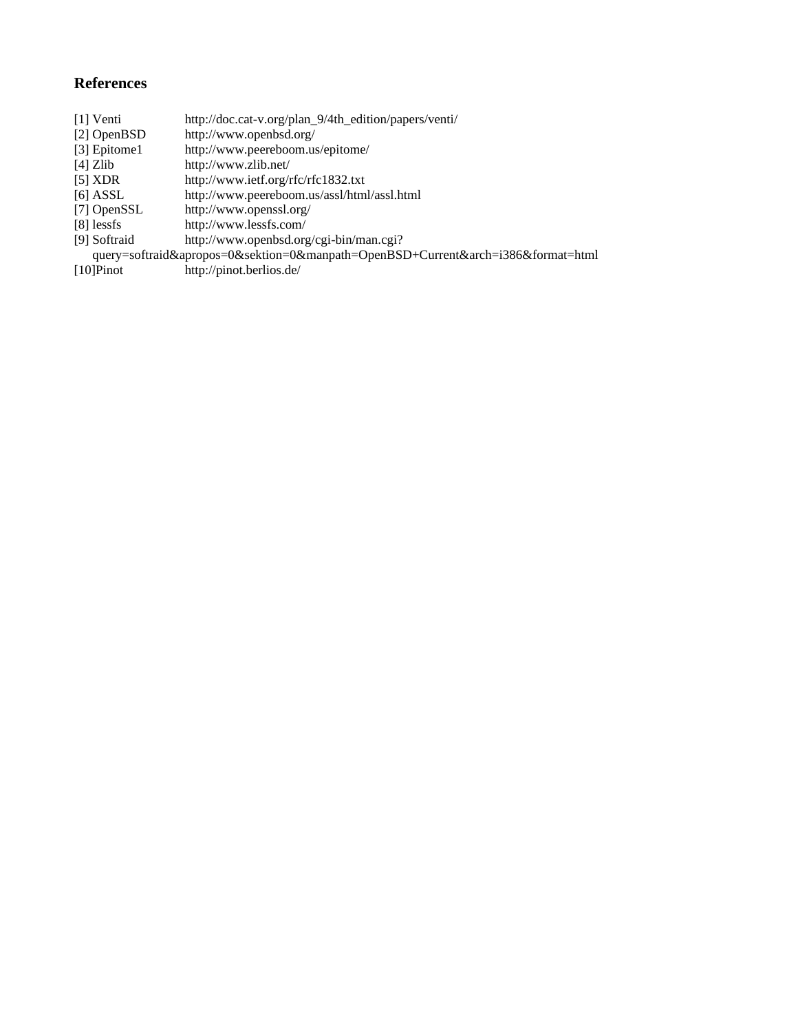## References

[1] Venti http://doc.cat-v.org/plan_9/4th_edition/papers/venti/
[2] OpenBSD http://www.openbsd.org/
[3] Epitome1 http://www.peereboom.us/epitome/
[4] Zlib http://www.zlib.net/
[5] XDR http://www.ietf.org/rfc/rfc1832.txt
[6] ASSL http://www.peereboom.us/assl/html/assl.html
[7] OpenSSL http://www.openssl.org/
[8] lessfs http://www.lessfs.com/
[9] Softraid http://www.openbsd.org/cgi-bin/man.cgi?query=softraid&apropos=0&sektion=0&manpath=OpenBSD+Current&arch=i386&format=html
[10]Pinot http://pinot.berlios.de/